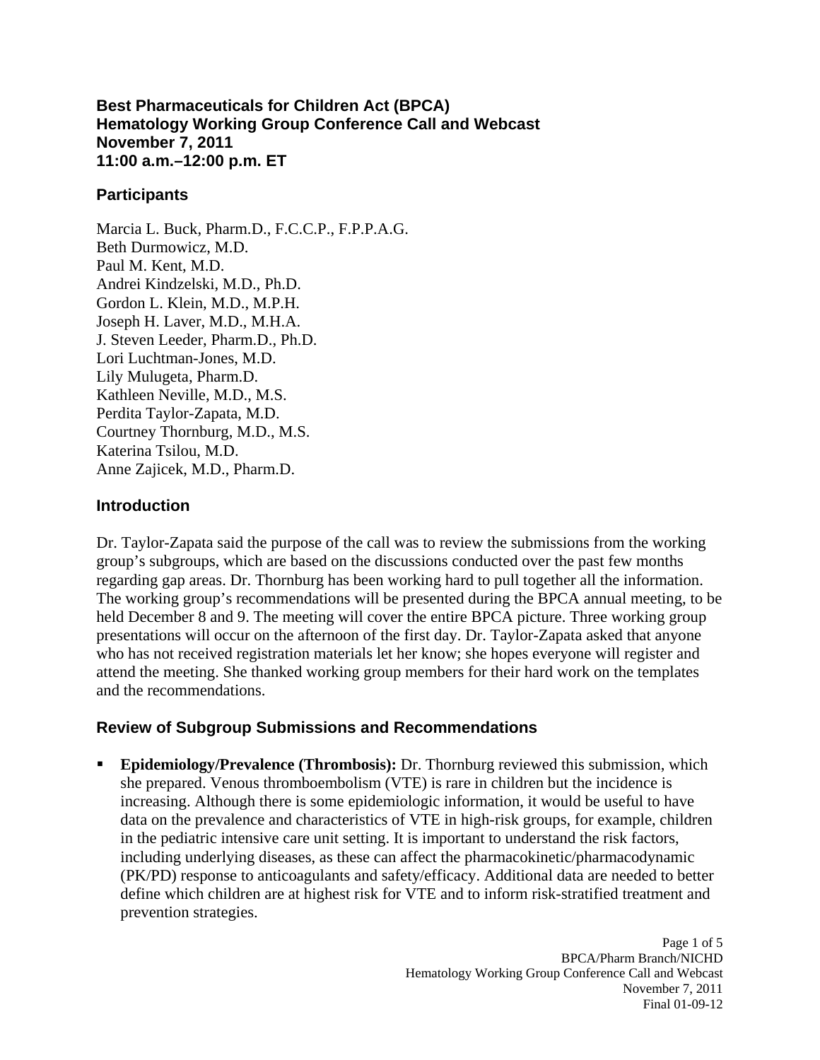# Best Pharmaceuticals for Children Act (BPCA)
# Hematology Working Group Conference Call and Webcast
# November 7, 2011
# 11:00 a.m.–12:00 p.m. ET

## Participants

Marcia L. Buck, Pharm.D., F.C.C.P., F.P.P.A.G.
Beth Durmowicz, M.D.
Paul M. Kent, M.D.
Andrei Kindzelski, M.D., Ph.D.
Gordon L. Klein, M.D., M.P.H.
Joseph H. Laver, M.D., M.H.A.
J. Steven Leeder, Pharm.D., Ph.D.
Lori Luchtman-Jones, M.D.
Lily Mulugeta, Pharm.D.
Kathleen Neville, M.D., M.S.
Perdita Taylor-Zapata, M.D.
Courtney Thornburg, M.D., M.S.
Katerina Tsilou, M.D.
Anne Zajicek, M.D., Pharm.D.

## Introduction

Dr. Taylor-Zapata said the purpose of the call was to review the submissions from the working group's subgroups, which are based on the discussions conducted over the past few months regarding gap areas. Dr. Thornburg has been working hard to pull together all the information. The working group's recommendations will be presented during the BPCA annual meeting, to be held December 8 and 9. The meeting will cover the entire BPCA picture. Three working group presentations will occur on the afternoon of the first day. Dr. Taylor-Zapata asked that anyone who has not received registration materials let her know; she hopes everyone will register and attend the meeting. She thanked working group members for their hard work on the templates and the recommendations.

## Review of Subgroup Submissions and Recommendations

- **Epidemiology/Prevalence (Thrombosis):** Dr. Thornburg reviewed this submission, which she prepared. Venous thromboembolism (VTE) is rare in children but the incidence is increasing. Although there is some epidemiologic information, it would be useful to have data on the prevalence and characteristics of VTE in high-risk groups, for example, children in the pediatric intensive care unit setting. It is important to understand the risk factors, including underlying diseases, as these can affect the pharmacokinetic/pharmacodynamic (PK/PD) response to anticoagulants and safety/efficacy. Additional data are needed to better define which children are at highest risk for VTE and to inform risk-stratified treatment and prevention strategies.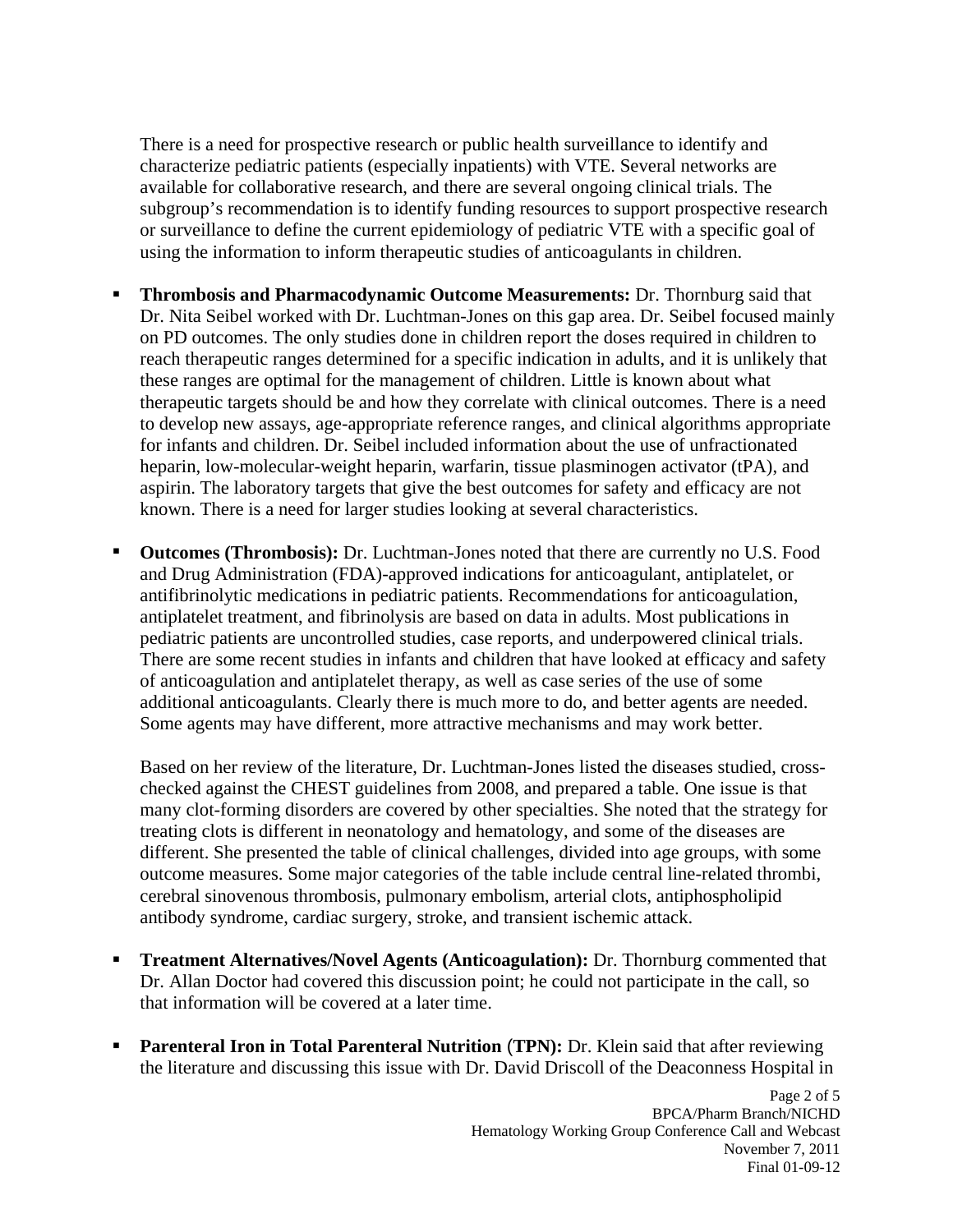There is a need for prospective research or public health surveillance to identify and characterize pediatric patients (especially inpatients) with VTE. Several networks are available for collaborative research, and there are several ongoing clinical trials. The subgroup's recommendation is to identify funding resources to support prospective research or surveillance to define the current epidemiology of pediatric VTE with a specific goal of using the information to inform therapeutic studies of anticoagulants in children.

- **Thrombosis and Pharmacodynamic Outcome Measurements:** Dr. Thornburg said that Dr. Nita Seibel worked with Dr. Luchtman-Jones on this gap area. Dr. Seibel focused mainly on PD outcomes. The only studies done in children report the doses required in children to reach therapeutic ranges determined for a specific indication in adults, and it is unlikely that these ranges are optimal for the management of children. Little is known about what therapeutic targets should be and how they correlate with clinical outcomes. There is a need to develop new assays, age-appropriate reference ranges, and clinical algorithms appropriate for infants and children. Dr. Seibel included information about the use of unfractionated heparin, low-molecular-weight heparin, warfarin, tissue plasminogen activator (tPA), and aspirin. The laboratory targets that give the best outcomes for safety and efficacy are not known. There is a need for larger studies looking at several characteristics.

- **Outcomes (Thrombosis):** Dr. Luchtman-Jones noted that there are currently no U.S. Food and Drug Administration (FDA)-approved indications for anticoagulant, antiplatelet, or antifibrinolytic medications in pediatric patients. Recommendations for anticoagulation, antiplatelet treatment, and fibrinolysis are based on data in adults. Most publications in pediatric patients are uncontrolled studies, case reports, and underpowered clinical trials. There are some recent studies in infants and children that have looked at efficacy and safety of anticoagulation and antiplatelet therapy, as well as case series of the use of some additional anticoagulants. Clearly there is much more to do, and better agents are needed. Some agents may have different, more attractive mechanisms and may work better.

  Based on her review of the literature, Dr. Luchtman-Jones listed the diseases studied, cross-checked against the CHEST guidelines from 2008, and prepared a table. One issue is that many clot-forming disorders are covered by other specialties. She noted that the strategy for treating clots is different in neonatology and hematology, and some of the diseases are different. She presented the table of clinical challenges, divided into age groups, with some outcome measures. Some major categories of the table include central line-related thrombi, cerebral sinovenous thrombosis, pulmonary embolism, arterial clots, antiphospholipid antibody syndrome, cardiac surgery, stroke, and transient ischemic attack.

- **Treatment Alternatives/Novel Agents (Anticoagulation):** Dr. Thornburg commented that Dr. Allan Doctor had covered this discussion point; he could not participate in the call, so that information will be covered at a later time.

- **Parenteral Iron in Total Parenteral Nutrition (TPN):** Dr. Klein said that after reviewing the literature and discussing this issue with Dr. David Driscoll of the Deaconness Hospital in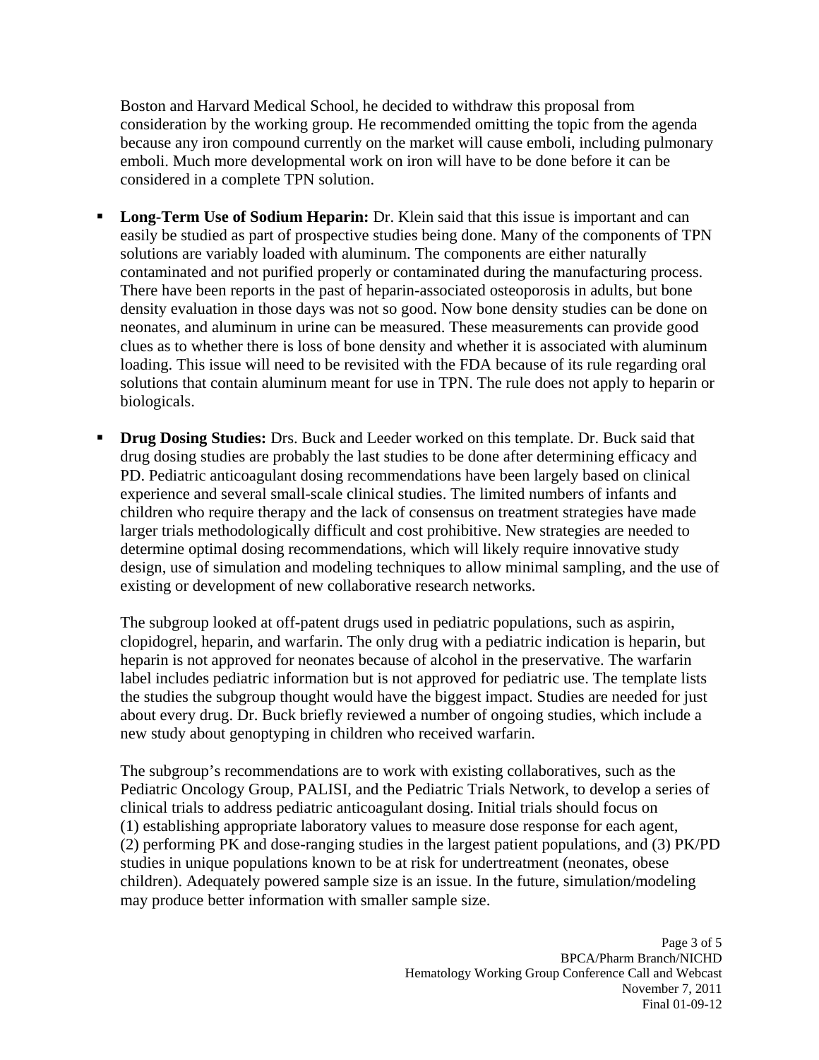Boston and Harvard Medical School, he decided to withdraw this proposal from consideration by the working group. He recommended omitting the topic from the agenda because any iron compound currently on the market will cause emboli, including pulmonary emboli. Much more developmental work on iron will have to be done before it can be considered in a complete TPN solution.

- **Long-Term Use of Sodium Heparin:** Dr. Klein said that this issue is important and can easily be studied as part of prospective studies being done. Many of the components of TPN solutions are variably loaded with aluminum. The components are either naturally contaminated and not purified properly or contaminated during the manufacturing process. There have been reports in the past of heparin-associated osteoporosis in adults, but bone density evaluation in those days was not so good. Now bone density studies can be done on neonates, and aluminum in urine can be measured. These measurements can provide good clues as to whether there is loss of bone density and whether it is associated with aluminum loading. This issue will need to be revisited with the FDA because of its rule regarding oral solutions that contain aluminum meant for use in TPN. The rule does not apply to heparin or biologicals.

- **Drug Dosing Studies:** Drs. Buck and Leeder worked on this template. Dr. Buck said that drug dosing studies are probably the last studies to be done after determining efficacy and PD. Pediatric anticoagulant dosing recommendations have been largely based on clinical experience and several small-scale clinical studies. The limited numbers of infants and children who require therapy and the lack of consensus on treatment strategies have made larger trials methodologically difficult and cost prohibitive. New strategies are needed to determine optimal dosing recommendations, which will likely require innovative study design, use of simulation and modeling techniques to allow minimal sampling, and the use of existing or development of new collaborative research networks.

  The subgroup looked at off-patent drugs used in pediatric populations, such as aspirin, clopidogrel, heparin, and warfarin. The only drug with a pediatric indication is heparin, but heparin is not approved for neonates because of alcohol in the preservative. The warfarin label includes pediatric information but is not approved for pediatric use. The template lists the studies the subgroup thought would have the biggest impact. Studies are needed for just about every drug. Dr. Buck briefly reviewed a number of ongoing studies, which include a new study about genoptyping in children who received warfarin.

  The subgroup's recommendations are to work with existing collaboratives, such as the Pediatric Oncology Group, PALISI, and the Pediatric Trials Network, to develop a series of clinical trials to address pediatric anticoagulant dosing. Initial trials should focus on (1) establishing appropriate laboratory values to measure dose response for each agent, (2) performing PK and dose-ranging studies in the largest patient populations, and (3) PK/PD studies in unique populations known to be at risk for undertreatment (neonates, obese children). Adequately powered sample size is an issue. In the future, simulation/modeling may produce better information with smaller sample size.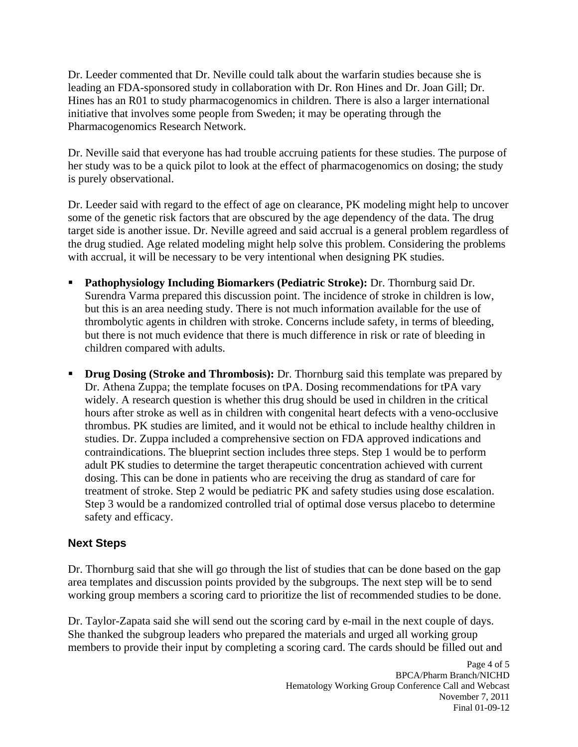Dr. Leeder commented that Dr. Neville could talk about the warfarin studies because she is leading an FDA-sponsored study in collaboration with Dr. Ron Hines and Dr. Joan Gill; Dr. Hines has an R01 to study pharmacogenomics in children. There is also a larger international initiative that involves some people from Sweden; it may be operating through the Pharmacogenomics Research Network.

Dr. Neville said that everyone has had trouble accruing patients for these studies. The purpose of her study was to be a quick pilot to look at the effect of pharmacogenomics on dosing; the study is purely observational.

Dr. Leeder said with regard to the effect of age on clearance, PK modeling might help to uncover some of the genetic risk factors that are obscured by the age dependency of the data. The drug target side is another issue. Dr. Neville agreed and said accrual is a general problem regardless of the drug studied. Age related modeling might help solve this problem. Considering the problems with accrual, it will be necessary to be very intentional when designing PK studies.

- **Pathophysiology Including Biomarkers (Pediatric Stroke):** Dr. Thornburg said Dr. Surendra Varma prepared this discussion point. The incidence of stroke in children is low, but this is an area needing study. There is not much information available for the use of thrombolytic agents in children with stroke. Concerns include safety, in terms of bleeding, but there is not much evidence that there is much difference in risk or rate of bleeding in children compared with adults.

- **Drug Dosing (Stroke and Thrombosis):** Dr. Thornburg said this template was prepared by Dr. Athena Zuppa; the template focuses on tPA. Dosing recommendations for tPA vary widely. A research question is whether this drug should be used in children in the critical hours after stroke as well as in children with congenital heart defects with a veno-occlusive thrombus. PK studies are limited, and it would not be ethical to include healthy children in studies. Dr. Zuppa included a comprehensive section on FDA approved indications and contraindications. The blueprint section includes three steps. Step 1 would be to perform adult PK studies to determine the target therapeutic concentration achieved with current dosing. This can be done in patients who are receiving the drug as standard of care for treatment of stroke. Step 2 would be pediatric PK and safety studies using dose escalation. Step 3 would be a randomized controlled trial of optimal dose versus placebo to determine safety and efficacy.

## Next Steps

Dr. Thornburg said that she will go through the list of studies that can be done based on the gap area templates and discussion points provided by the subgroups. The next step will be to send working group members a scoring card to prioritize the list of recommended studies to be done.

Dr. Taylor-Zapata said she will send out the scoring card by e-mail in the next couple of days. She thanked the subgroup leaders who prepared the materials and urged all working group members to provide their input by completing a scoring card. The cards should be filled out and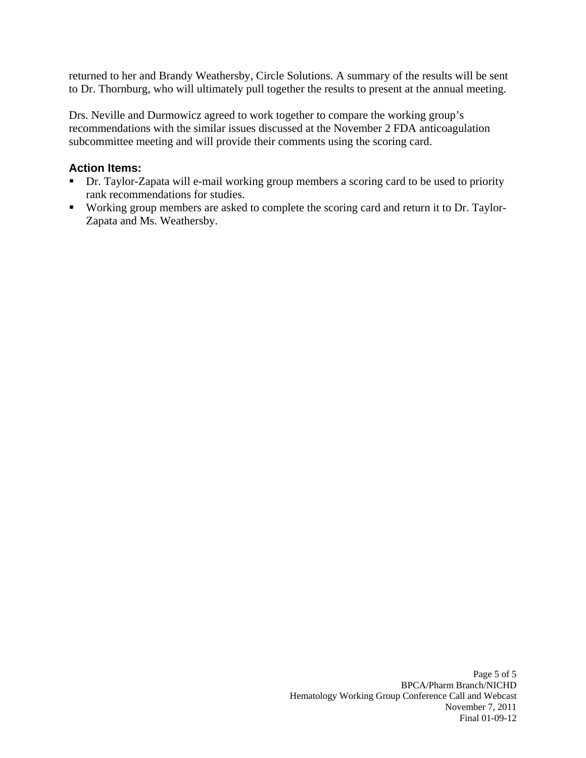returned to her and Brandy Weathersby, Circle Solutions. A summary of the results will be sent to Dr. Thornburg, who will ultimately pull together the results to present at the annual meeting.

Drs. Neville and Durmowicz agreed to work together to compare the working group's recommendations with the similar issues discussed at the November 2 FDA anticoagulation subcommittee meeting and will provide their comments using the scoring card.

### Action Items:

- Dr. Taylor-Zapata will e-mail working group members a scoring card to be used to priority rank recommendations for studies.
- Working group members are asked to complete the scoring card and return it to Dr. Taylor-Zapata and Ms. Weathersby.